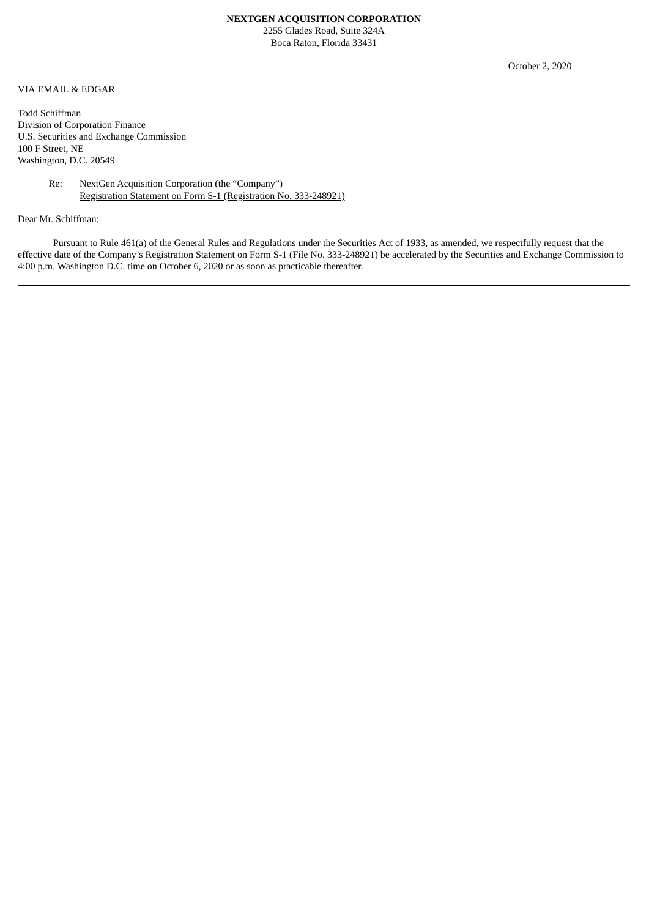**NEXTGEN ACQUISITION CORPORATION**
2255 Glades Road, Suite 324A
Boca Raton, Florida 33431

October 2, 2020

VIA EMAIL & EDGAR

Todd Schiffman
Division of Corporation Finance
U.S. Securities and Exchange Commission
100 F Street, NE
Washington, D.C. 20549

Re: NextGen Acquisition Corporation (the "Company")
Registration Statement on Form S-1 (Registration No. 333-248921)

Dear Mr. Schiffman:

Pursuant to Rule 461(a) of the General Rules and Regulations under the Securities Act of 1933, as amended, we respectfully request that the effective date of the Company's Registration Statement on Form S-1 (File No. 333-248921) be accelerated by the Securities and Exchange Commission to 4:00 p.m. Washington D.C. time on October 6, 2020 or as soon as practicable thereafter.

---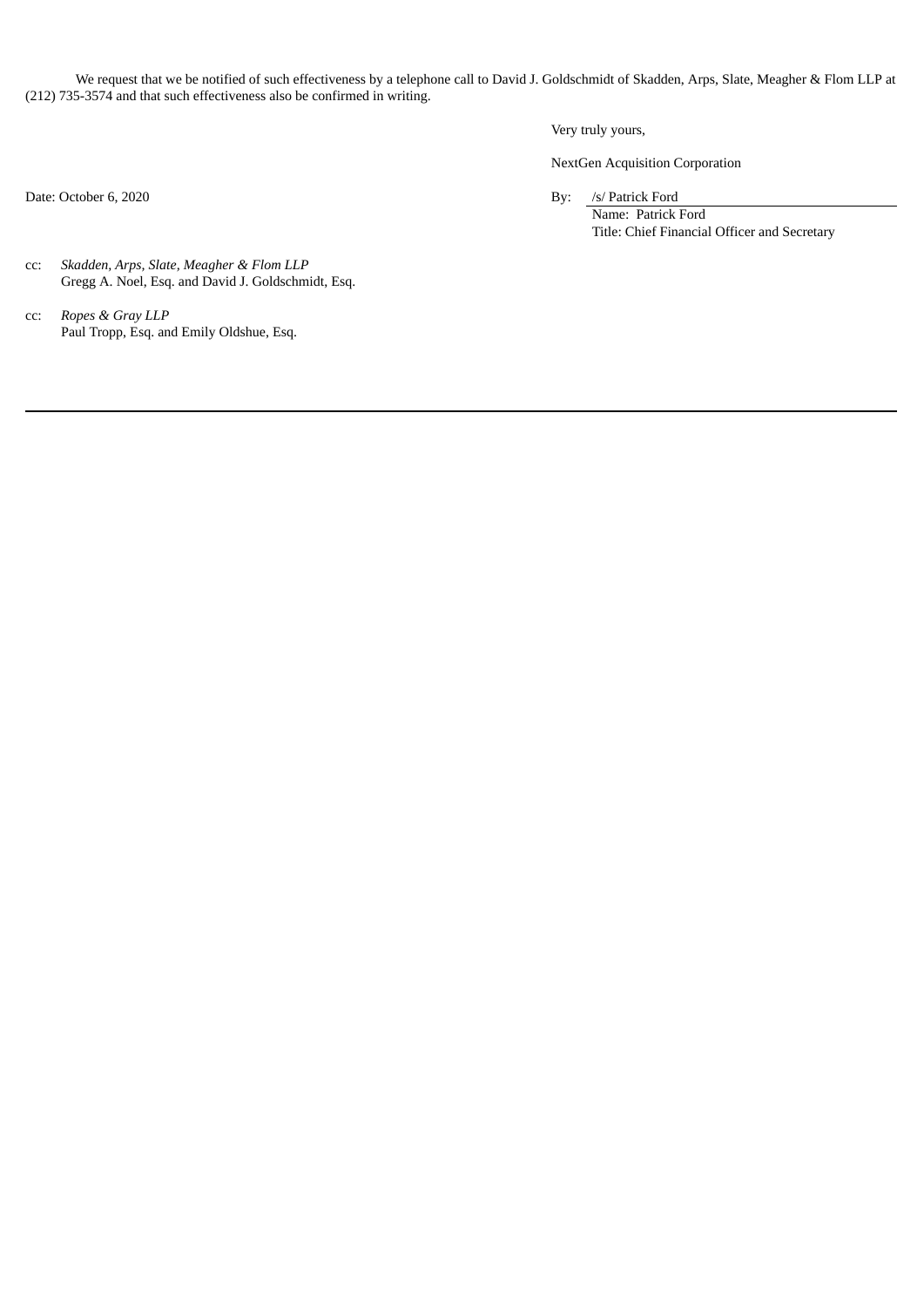We request that we be notified of such effectiveness by a telephone call to David J. Goldschmidt of Skadden, Arps, Slate, Meagher & Flom LLP at (212) 735-3574 and that such effectiveness also be confirmed in writing.

Very truly yours,

NextGen Acquisition Corporation

Date: October 6, 2020

By: /s/ Patrick Ford
Name: Patrick Ford
Title: Chief Financial Officer and Secretary

cc: *Skadden, Arps, Slate, Meagher & Flom LLP*
Gregg A. Noel, Esq. and David J. Goldschmidt, Esq.

cc: *Ropes & Gray LLP*
Paul Tropp, Esq. and Emily Oldshue, Esq.